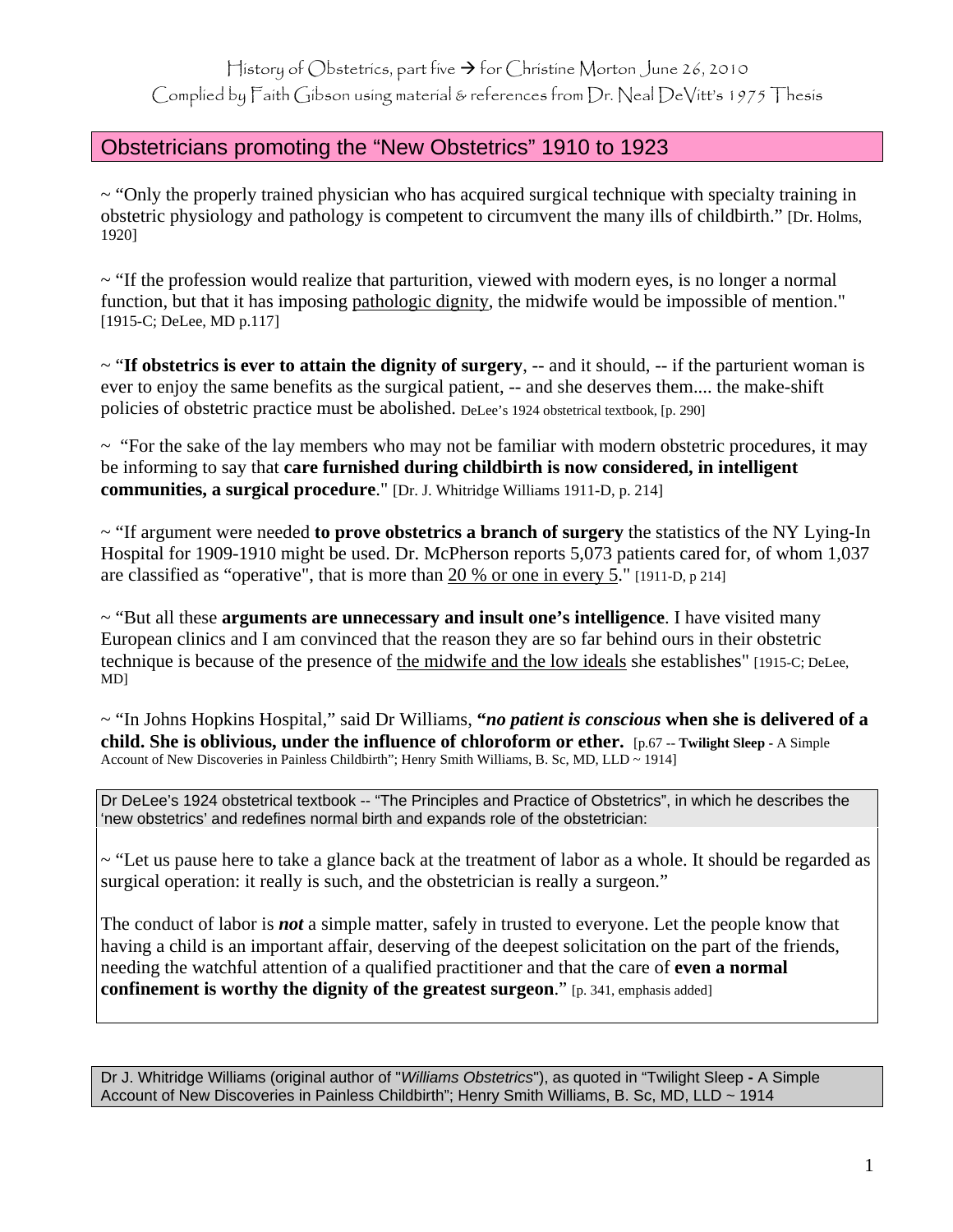History of Obstetrics, part five → for Christine Morton June 26, 2010
Complied by Faith Gibson using material & references from Dr. Neal DeVitt's 1975 Thesis

## Obstetricians promoting the "New Obstetrics" 1910 to 1923

~ "Only the properly trained physician who has acquired surgical technique with specialty training in obstetric physiology and pathology is competent to circumvent the many ills of childbirth." [Dr. Holms, 1920]

~ "If the profession would realize that parturition, viewed with modern eyes, is no longer a normal function, but that it has imposing pathologic dignity, the midwife would be impossible of mention." [1915-C; DeLee, MD p.117]

~ "**If obstetrics is ever to attain the dignity of surgery**, -- and it should, -- if the parturient woman is ever to enjoy the same benefits as the surgical patient, -- and she deserves them.... the make-shift policies of obstetric practice must be abolished. DeLee's 1924 obstetrical textbook, [p. 290]

~ "For the sake of the lay members who may not be familiar with modern obstetric procedures, it may be informing to say that **care furnished during childbirth is now considered, in intelligent communities, a surgical procedure**." [Dr. J. Whitridge Williams 1911-D, p. 214]

~ "If argument were needed **to prove obstetrics a branch of surgery** the statistics of the NY Lying-In Hospital for 1909-1910 might be used. Dr. McPherson reports 5,073 patients cared for, of whom 1,037 are classified as "operative", that is more than 20 % or one in every 5." [1911-D, p 214]

~ "But all these **arguments are unnecessary and insult one's intelligence**. I have visited many European clinics and I am convinced that the reason they are so far behind ours in their obstetric technique is because of the presence of the midwife and the low ideals she establishes" [1915-C; DeLee, MD]

~ "In Johns Hopkins Hospital," said Dr Williams, ***"no patient is conscious* when she is delivered of a child. She is oblivious, under the influence of chloroform or ether.** [p.67 -- **Twilight Sleep** - A Simple Account of New Discoveries in Painless Childbirth"; Henry Smith Williams, B. Sc, MD, LLD ~ 1914]

Dr DeLee's 1924 obstetrical textbook -- "The Principles and Practice of Obstetrics", in which he describes the 'new obstetrics' and redefines normal birth and expands role of the obstetrician:

~ "Let us pause here to take a glance back at the treatment of labor as a whole. It should be regarded as surgical operation: it really is such, and the obstetrician is really a surgeon."

The conduct of labor is ***not*** a simple matter, safely in trusted to everyone. Let the people know that having a child is an important affair, deserving of the deepest solicitation on the part of the friends, needing the watchful attention of a qualified practitioner and that the care of **even a normal confinement is worthy the dignity of the greatest surgeon**." [p. 341, emphasis added]

Dr J. Whitridge Williams (original author of "*Williams Obstetrics*"), as quoted in "Twilight Sleep **-** A Simple Account of New Discoveries in Painless Childbirth"; Henry Smith Williams, B. Sc, MD, LLD ~ 1914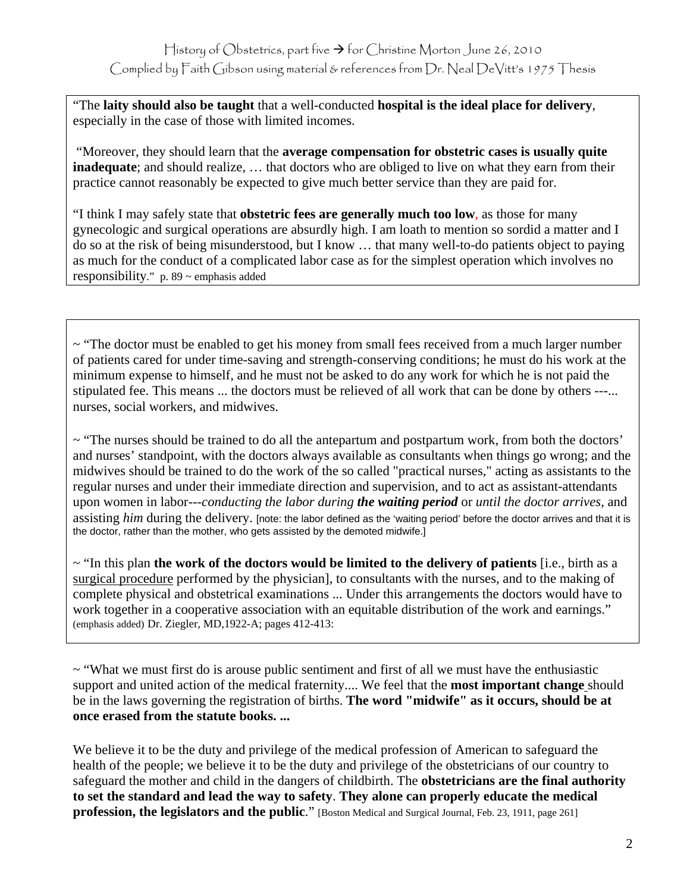History of Obstetrics, part five → for Christine Morton June 26, 2010
Complied by Faith Gibson using material & references from Dr. Neal DeVitt's 1975 Thesis

"The **laity should also be taught** that a well-conducted **hospital is the ideal place for delivery**, especially in the case of those with limited incomes.

"Moreover, they should learn that the **average compensation for obstetric cases is usually quite inadequate**; and should realize, … that doctors who are obliged to live on what they earn from their practice cannot reasonably be expected to give much better service than they are paid for.

"I think I may safely state that **obstetric fees are generally much too low**, as those for many gynecologic and surgical operations are absurdly high. I am loath to mention so sordid a matter and I do so at the risk of being misunderstood, but I know … that many well-to-do patients object to paying as much for the conduct of a complicated labor case as for the simplest operation which involves no responsibility." p. 89 ~ emphasis added

~ "The doctor must be enabled to get his money from small fees received from a much larger number of patients cared for under time-saving and strength-conserving conditions; he must do his work at the minimum expense to himself, and he must not be asked to do any work for which he is not paid the stipulated fee. This means ... the doctors must be relieved of all work that can be done by others ---... nurses, social workers, and midwives.

~ "The nurses should be trained to do all the antepartum and postpartum work, from both the doctors' and nurses' standpoint, with the doctors always available as consultants when things go wrong; and the midwives should be trained to do the work of the so called "practical nurses," acting as assistants to the regular nurses and under their immediate direction and supervision, and to act as assistant-attendants upon women in labor---*conducting the labor during **the waiting period*** or *until the doctor arrives*, and assisting *him* during the delivery. [note: the labor defined as the 'waiting period' before the doctor arrives and that it is the doctor, rather than the mother, who gets assisted by the demoted midwife.]

~ "In this plan **the work of the doctors would be limited to the delivery of patients** [i.e., birth as a surgical procedure performed by the physician], to consultants with the nurses, and to the making of complete physical and obstetrical examinations ... Under this arrangements the doctors would have to work together in a cooperative association with an equitable distribution of the work and earnings." (emphasis added) Dr. Ziegler, MD,1922-A; pages 412-413:

~ "What we must first do is arouse public sentiment and first of all we must have the enthusiastic support and united action of the medical fraternity.... We feel that the **most important change** should be in the laws governing the registration of births. **The word "midwife" as it occurs, should be at once erased from the statute books. ...**

We believe it to be the duty and privilege of the medical profession of American to safeguard the health of the people; we believe it to be the duty and privilege of the obstetricians of our country to safeguard the mother and child in the dangers of childbirth. The **obstetricians are the final authority to set the standard and lead the way to safety**. **They alone can properly educate the medical profession, the legislators and the public**." [Boston Medical and Surgical Journal, Feb. 23, 1911, page 261]